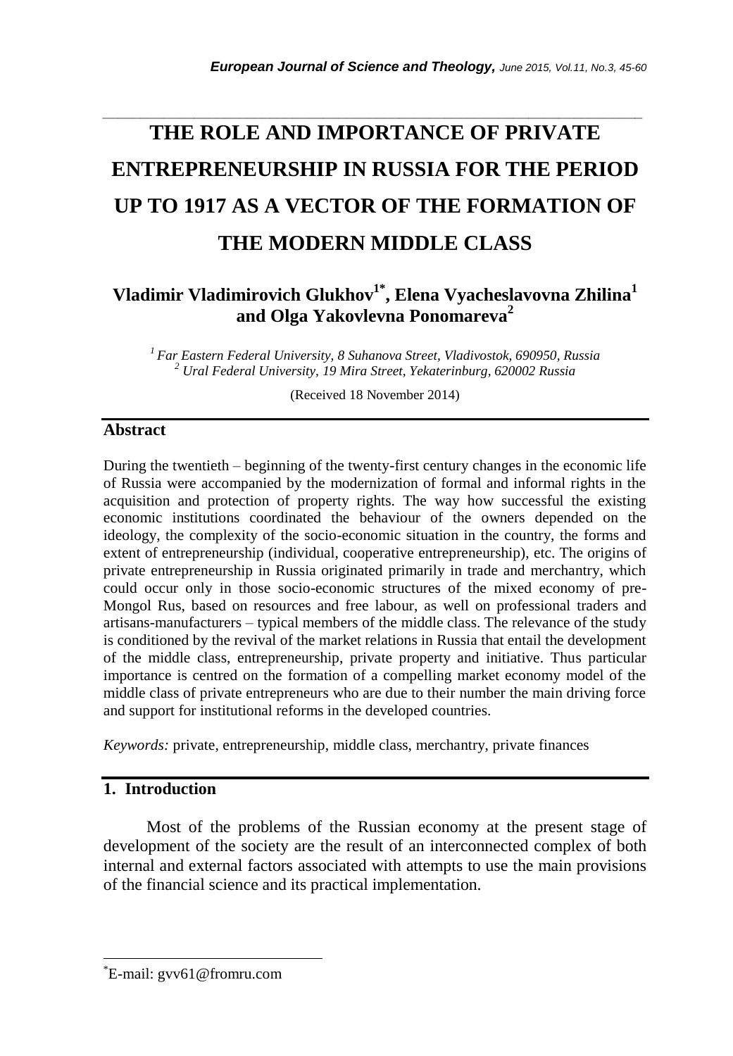# THE ROLE AND IMPORTANCE OF PRIVATE ENTREPRENEURSHIP IN RUSSIA FOR THE PERIOD UP TO 1917 AS A VECTOR OF THE FORMATION OF THE MODERN MIDDLE CLASS

**Vladimir Vladimirovich Glukhov[1*], Elena Vyacheslavovna Zhilina[1] and Olga Yakovlevna Ponomareva[2]**

*[1] Far Eastern Federal University, 8 Suhanova Street, Vladivostok, 690950, Russia*
*[2] Ural Federal University, 19 Mira Street, Yekaterinburg, 620002 Russia*

(Received 18 November 2014)

## Abstract

During the twentieth – beginning of the twenty-first century changes in the economic life of Russia were accompanied by the modernization of formal and informal rights in the acquisition and protection of property rights. The way how successful the existing economic institutions coordinated the behaviour of the owners depended on the ideology, the complexity of the socio-economic situation in the country, the forms and extent of entrepreneurship (individual, cooperative entrepreneurship), etc. The origins of private entrepreneurship in Russia originated primarily in trade and merchantry, which could occur only in those socio-economic structures of the mixed economy of pre-Mongol Rus, based on resources and free labour, as well on professional traders and artisans-manufacturers – typical members of the middle class. The relevance of the study is conditioned by the revival of the market relations in Russia that entail the development of the middle class, entrepreneurship, private property and initiative. Thus particular importance is centred on the formation of a compelling market economy model of the middle class of private entrepreneurs who are due to their number the main driving force and support for institutional reforms in the developed countries.

*Keywords:* private, entrepreneurship, middle class, merchantry, private finances

## 1. Introduction

Most of the problems of the Russian economy at the present stage of development of the society are the result of an interconnected complex of both internal and external factors associated with attempts to use the main provisions of the financial science and its practical implementation.

[*] E-mail: gvv61@fromru.com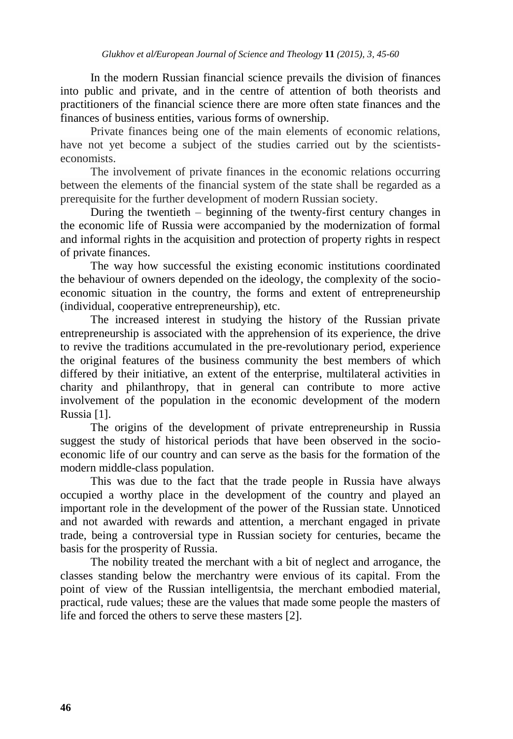In the modern Russian financial science prevails the division of finances into public and private, and in the centre of attention of both theorists and practitioners of the financial science there are more often state finances and the finances of business entities, various forms of ownership.

Private finances being one of the main elements of economic relations, have not yet become a subject of the studies carried out by the scientists-economists.

The involvement of private finances in the economic relations occurring between the elements of the financial system of the state shall be regarded as a prerequisite for the further development of modern Russian society.

During the twentieth – beginning of the twenty-first century changes in the economic life of Russia were accompanied by the modernization of formal and informal rights in the acquisition and protection of property rights in respect of private finances.

The way how successful the existing economic institutions coordinated the behaviour of owners depended on the ideology, the complexity of the socio-economic situation in the country, the forms and extent of entrepreneurship (individual, cooperative entrepreneurship), etc.

The increased interest in studying the history of the Russian private entrepreneurship is associated with the apprehension of its experience, the drive to revive the traditions accumulated in the pre-revolutionary period, experience the original features of the business community the best members of which differed by their initiative, an extent of the enterprise, multilateral activities in charity and philanthropy, that in general can contribute to more active involvement of the population in the economic development of the modern Russia [1].

The origins of the development of private entrepreneurship in Russia suggest the study of historical periods that have been observed in the socio-economic life of our country and can serve as the basis for the formation of the modern middle-class population.

This was due to the fact that the trade people in Russia have always occupied a worthy place in the development of the country and played an important role in the development of the power of the Russian state. Unnoticed and not awarded with rewards and attention, a merchant engaged in private trade, being a controversial type in Russian society for centuries, became the basis for the prosperity of Russia.

The nobility treated the merchant with a bit of neglect and arrogance, the classes standing below the merchantry were envious of its capital. From the point of view of the Russian intelligentsia, the merchant embodied material, practical, rude values; these are the values that made some people the masters of life and forced the others to serve these masters [2].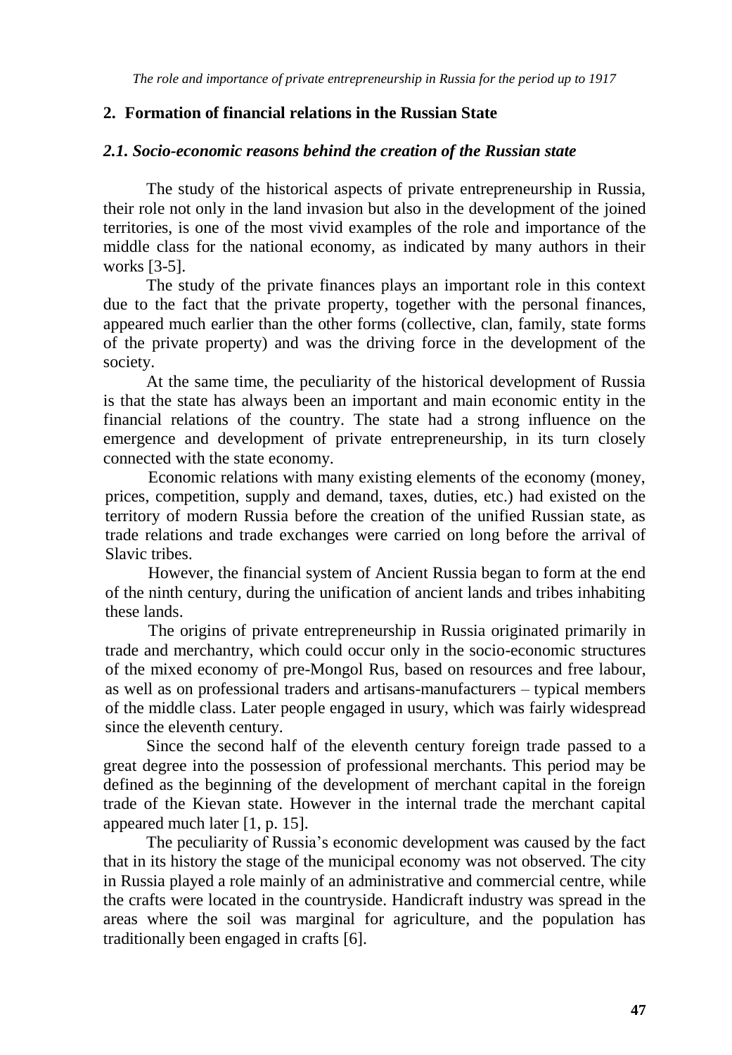## 2. Formation of financial relations in the Russian State

### *2.1. Socio-economic reasons behind the creation of the Russian state*

The study of the historical aspects of private entrepreneurship in Russia, their role not only in the land invasion but also in the development of the joined territories, is one of the most vivid examples of the role and importance of the middle class for the national economy, as indicated by many authors in their works [3-5].

The study of the private finances plays an important role in this context due to the fact that the private property, together with the personal finances, appeared much earlier than the other forms (collective, clan, family, state forms of the private property) and was the driving force in the development of the society.

At the same time, the peculiarity of the historical development of Russia is that the state has always been an important and main economic entity in the financial relations of the country. The state had a strong influence on the emergence and development of private entrepreneurship, in its turn closely connected with the state economy.

Economic relations with many existing elements of the economy (money, prices, competition, supply and demand, taxes, duties, etc.) had existed on the territory of modern Russia before the creation of the unified Russian state, as trade relations and trade exchanges were carried on long before the arrival of Slavic tribes.

However, the financial system of Ancient Russia began to form at the end of the ninth century, during the unification of ancient lands and tribes inhabiting these lands.

The origins of private entrepreneurship in Russia originated primarily in trade and merchantry, which could occur only in the socio-economic structures of the mixed economy of pre-Mongol Rus, based on resources and free labour, as well as on professional traders and artisans-manufacturers – typical members of the middle class. Later people engaged in usury, which was fairly widespread since the eleventh century.

Since the second half of the eleventh century foreign trade passed to a great degree into the possession of professional merchants. This period may be defined as the beginning of the development of merchant capital in the foreign trade of the Kievan state. However in the internal trade the merchant capital appeared much later [1, p. 15].

The peculiarity of Russia's economic development was caused by the fact that in its history the stage of the municipal economy was not observed. The city in Russia played a role mainly of an administrative and commercial centre, while the crafts were located in the countryside. Handicraft industry was spread in the areas where the soil was marginal for agriculture, and the population has traditionally been engaged in crafts [6].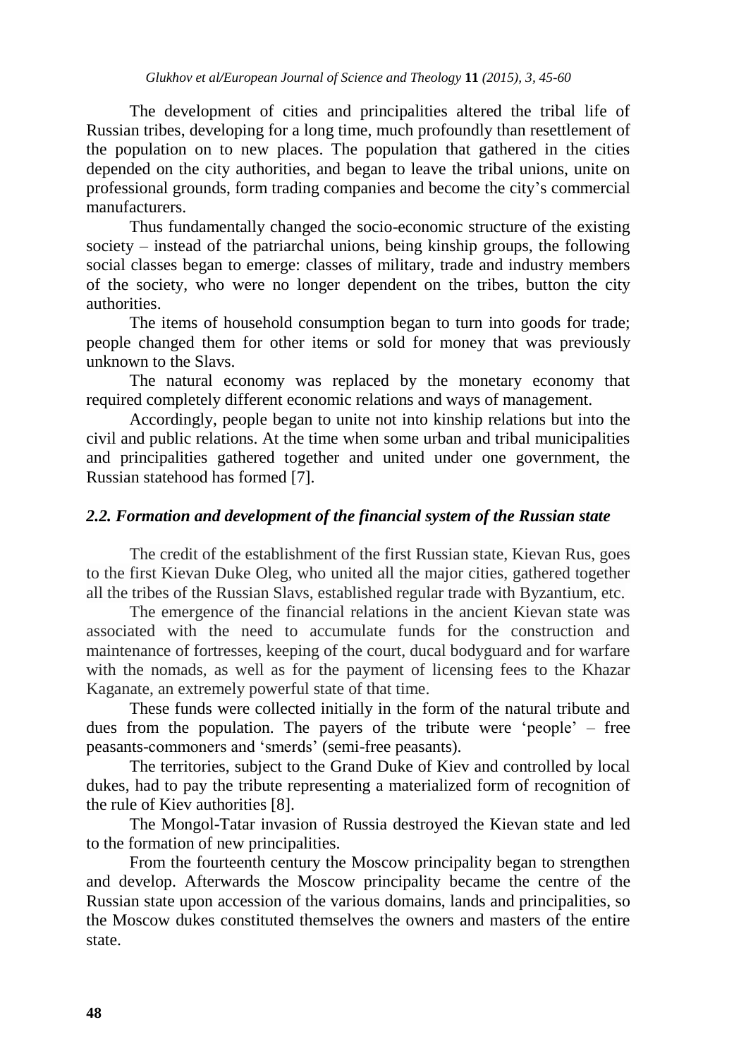The development of cities and principalities altered the tribal life of Russian tribes, developing for a long time, much profoundly than resettlement of the population on to new places. The population that gathered in the cities depended on the city authorities, and began to leave the tribal unions, unite on professional grounds, form trading companies and become the city's commercial manufacturers.

Thus fundamentally changed the socio-economic structure of the existing society – instead of the patriarchal unions, being kinship groups, the following social classes began to emerge: classes of military, trade and industry members of the society, who were no longer dependent on the tribes, button the city authorities.

The items of household consumption began to turn into goods for trade; people changed them for other items or sold for money that was previously unknown to the Slavs.

The natural economy was replaced by the monetary economy that required completely different economic relations and ways of management.

Accordingly, people began to unite not into kinship relations but into the civil and public relations. At the time when some urban and tribal municipalities and principalities gathered together and united under one government, the Russian statehood has formed [7].

### *2.2. Formation and development of the financial system of the Russian state*

The credit of the establishment of the first Russian state, Kievan Rus, goes to the first Kievan Duke Oleg, who united all the major cities, gathered together all the tribes of the Russian Slavs, established regular trade with Byzantium, etc.

The emergence of the financial relations in the ancient Kievan state was associated with the need to accumulate funds for the construction and maintenance of fortresses, keeping of the court, ducal bodyguard and for warfare with the nomads, as well as for the payment of licensing fees to the Khazar Kaganate, an extremely powerful state of that time.

These funds were collected initially in the form of the natural tribute and dues from the population. The payers of the tribute were 'people' – free peasants-commoners and 'smerds' (semi-free peasants).

The territories, subject to the Grand Duke of Kiev and controlled by local dukes, had to pay the tribute representing a materialized form of recognition of the rule of Kiev authorities [8].

The Mongol-Tatar invasion of Russia destroyed the Kievan state and led to the formation of new principalities.

From the fourteenth century the Moscow principality began to strengthen and develop. Afterwards the Moscow principality became the centre of the Russian state upon accession of the various domains, lands and principalities, so the Moscow dukes constituted themselves the owners and masters of the entire state.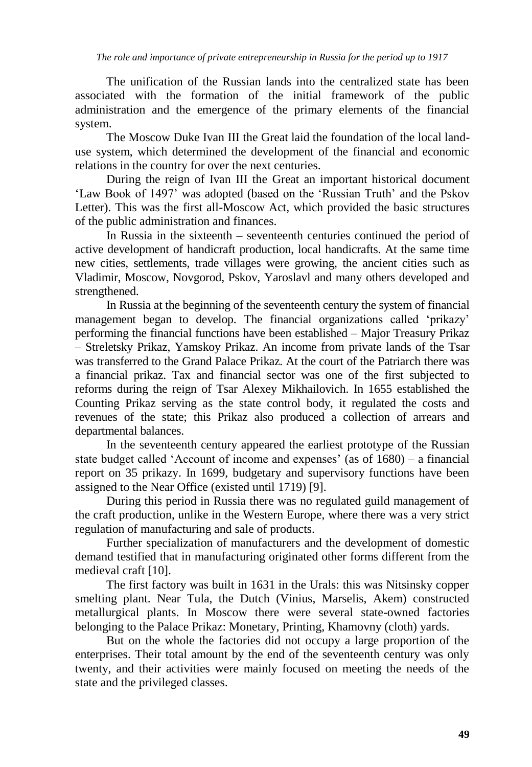The unification of the Russian lands into the centralized state has been associated with the formation of the initial framework of the public administration and the emergence of the primary elements of the financial system.

The Moscow Duke Ivan III the Great laid the foundation of the local land-use system, which determined the development of the financial and economic relations in the country for over the next centuries.

During the reign of Ivan III the Great an important historical document 'Law Book of 1497' was adopted (based on the 'Russian Truth' and the Pskov Letter). This was the first all-Moscow Act, which provided the basic structures of the public administration and finances.

In Russia in the sixteenth – seventeenth centuries continued the period of active development of handicraft production, local handicrafts. At the same time new cities, settlements, trade villages were growing, the ancient cities such as Vladimir, Moscow, Novgorod, Pskov, Yaroslavl and many others developed and strengthened.

In Russia at the beginning of the seventeenth century the system of financial management began to develop. The financial organizations called 'prikazy' performing the financial functions have been established – Major Treasury Prikaz – Streletsky Prikaz, Yamskoy Prikaz. An income from private lands of the Tsar was transferred to the Grand Palace Prikaz. At the court of the Patriarch there was a financial prikaz. Tax and financial sector was one of the first subjected to reforms during the reign of Tsar Alexey Mikhailovich. In 1655 established the Counting Prikaz serving as the state control body, it regulated the costs and revenues of the state; this Prikaz also produced a collection of arrears and departmental balances.

In the seventeenth century appeared the earliest prototype of the Russian state budget called 'Account of income and expenses' (as of 1680) – a financial report on 35 prikazy. In 1699, budgetary and supervisory functions have been assigned to the Near Office (existed until 1719) [9].

During this period in Russia there was no regulated guild management of the craft production, unlike in the Western Europe, where there was a very strict regulation of manufacturing and sale of products.

Further specialization of manufacturers and the development of domestic demand testified that in manufacturing originated other forms different from the medieval craft [10].

The first factory was built in 1631 in the Urals: this was Nitsinsky copper smelting plant. Near Tula, the Dutch (Vinius, Marselis, Akem) constructed metallurgical plants. In Moscow there were several state-owned factories belonging to the Palace Prikaz: Monetary, Printing, Khamovny (cloth) yards.

But on the whole the factories did not occupy a large proportion of the enterprises. Their total amount by the end of the seventeenth century was only twenty, and their activities were mainly focused on meeting the needs of the state and the privileged classes.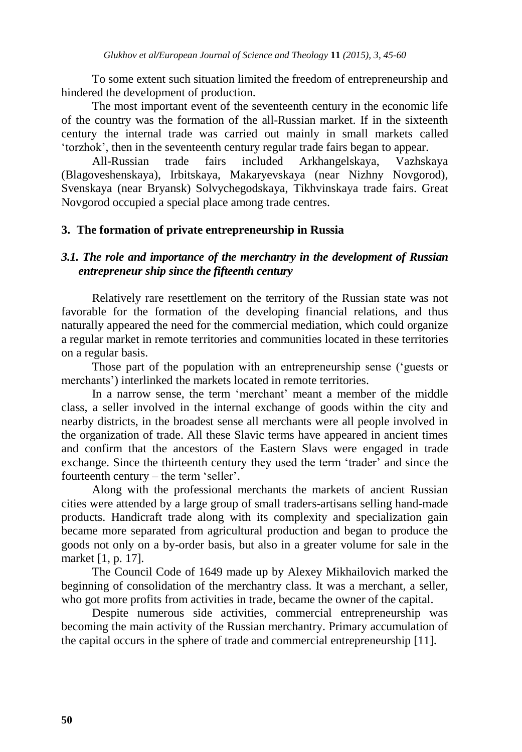To some extent such situation limited the freedom of entrepreneurship and hindered the development of production.

The most important event of the seventeenth century in the economic life of the country was the formation of the all-Russian market. If in the sixteenth century the internal trade was carried out mainly in small markets called 'torzhok', then in the seventeenth century regular trade fairs began to appear.

All-Russian trade fairs included Arkhangelskaya, Vazhskaya (Blagoveshenskaya), Irbitskaya, Makaryevskaya (near Nizhny Novgorod), Svenskaya (near Bryansk) Solvychegodskaya, Tikhvinskaya trade fairs. Great Novgorod occupied a special place among trade centres.

## 3. The formation of private entrepreneurship in Russia

### *3.1. The role and importance of the merchantry in the development of Russian entrepreneur ship since the fifteenth century*

Relatively rare resettlement on the territory of the Russian state was not favorable for the formation of the developing financial relations, and thus naturally appeared the need for the commercial mediation, which could organize a regular market in remote territories and communities located in these territories on a regular basis.

Those part of the population with an entrepreneurship sense ('guests or merchants') interlinked the markets located in remote territories.

In a narrow sense, the term 'merchant' meant a member of the middle class, a seller involved in the internal exchange of goods within the city and nearby districts, in the broadest sense all merchants were all people involved in the organization of trade. All these Slavic terms have appeared in ancient times and confirm that the ancestors of the Eastern Slavs were engaged in trade exchange. Since the thirteenth century they used the term 'trader' and since the fourteenth century – the term 'seller'.

Along with the professional merchants the markets of ancient Russian cities were attended by a large group of small traders-artisans selling hand-made products. Handicraft trade along with its complexity and specialization gain became more separated from agricultural production and began to produce the goods not only on a by-order basis, but also in a greater volume for sale in the market [1, p. 17].

The Council Code of 1649 made up by Alexey Mikhailovich marked the beginning of consolidation of the merchantry class. It was a merchant, a seller, who got more profits from activities in trade, became the owner of the capital.

Despite numerous side activities, commercial entrepreneurship was becoming the main activity of the Russian merchantry. Primary accumulation of the capital occurs in the sphere of trade and commercial entrepreneurship [11].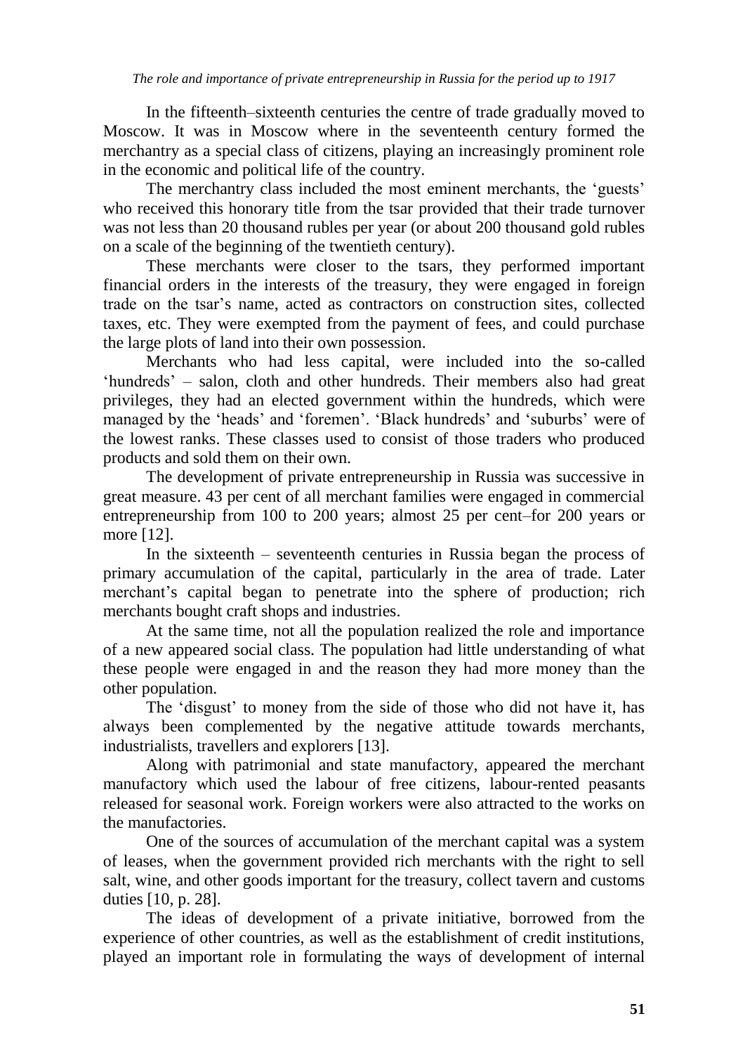In the fifteenth–sixteenth centuries the centre of trade gradually moved to Moscow. It was in Moscow where in the seventeenth century formed the merchantry as a special class of citizens, playing an increasingly prominent role in the economic and political life of the country.

The merchantry class included the most eminent merchants, the 'guests' who received this honorary title from the tsar provided that their trade turnover was not less than 20 thousand rubles per year (or about 200 thousand gold rubles on a scale of the beginning of the twentieth century).

These merchants were closer to the tsars, they performed important financial orders in the interests of the treasury, they were engaged in foreign trade on the tsar's name, acted as contractors on construction sites, collected taxes, etc. They were exempted from the payment of fees, and could purchase the large plots of land into their own possession.

Merchants who had less capital, were included into the so-called 'hundreds' – salon, cloth and other hundreds. Their members also had great privileges, they had an elected government within the hundreds, which were managed by the 'heads' and 'foremen'. 'Black hundreds' and 'suburbs' were of the lowest ranks. These classes used to consist of those traders who produced products and sold them on their own.

The development of private entrepreneurship in Russia was successive in great measure. 43 per cent of all merchant families were engaged in commercial entrepreneurship from 100 to 200 years; almost 25 per cent–for 200 years or more [12].

In the sixteenth – seventeenth centuries in Russia began the process of primary accumulation of the capital, particularly in the area of trade. Later merchant's capital began to penetrate into the sphere of production; rich merchants bought craft shops and industries.

At the same time, not all the population realized the role and importance of a new appeared social class. The population had little understanding of what these people were engaged in and the reason they had more money than the other population.

The 'disgust' to money from the side of those who did not have it, has always been complemented by the negative attitude towards merchants, industrialists, travellers and explorers [13].

Along with patrimonial and state manufactory, appeared the merchant manufactory which used the labour of free citizens, labour-rented peasants released for seasonal work. Foreign workers were also attracted to the works on the manufactories.

One of the sources of accumulation of the merchant capital was a system of leases, when the government provided rich merchants with the right to sell salt, wine, and other goods important for the treasury, collect tavern and customs duties [10, p. 28].

The ideas of development of a private initiative, borrowed from the experience of other countries, as well as the establishment of credit institutions, played an important role in formulating the ways of development of internal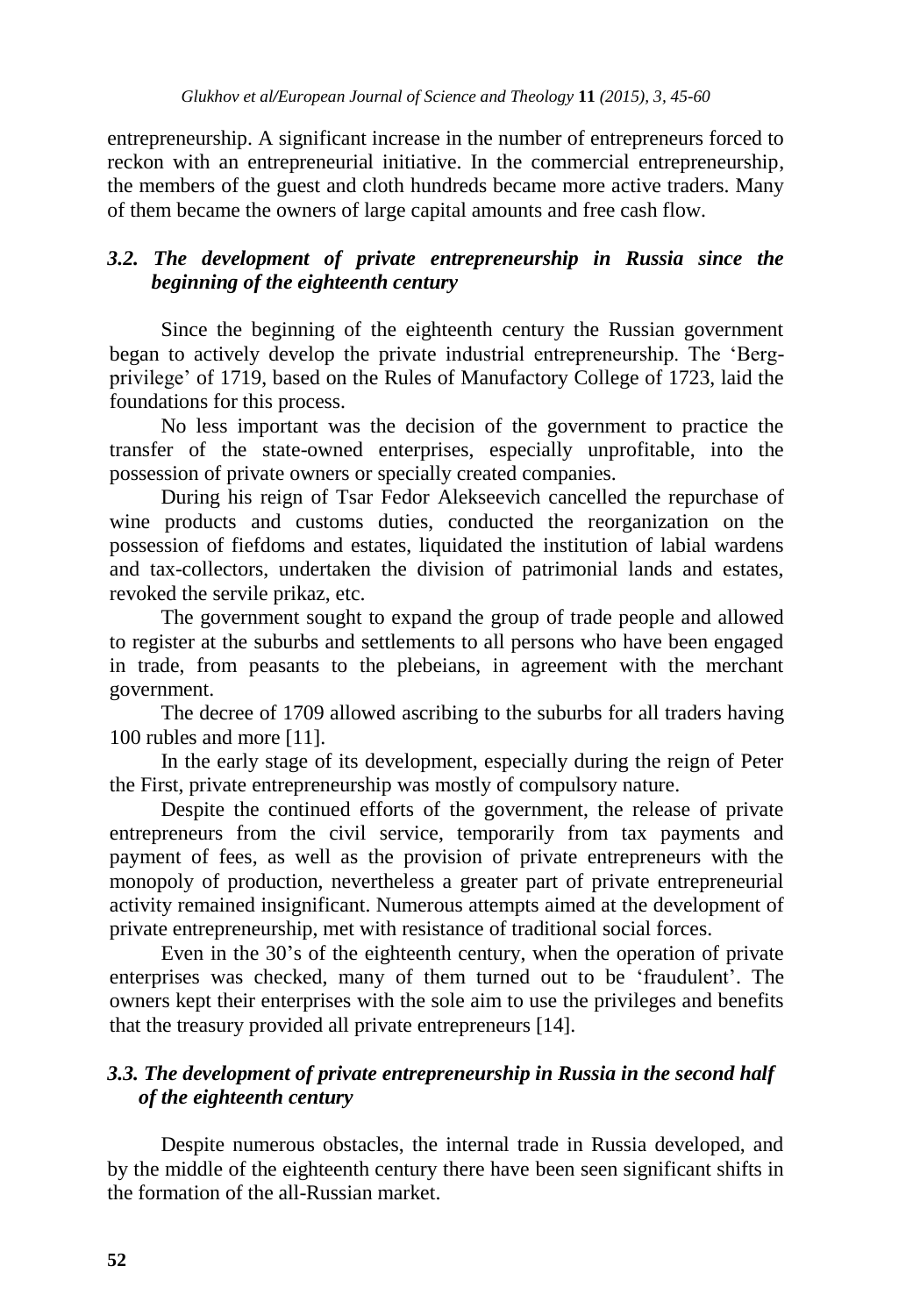entrepreneurship. A significant increase in the number of entrepreneurs forced to reckon with an entrepreneurial initiative. In the commercial entrepreneurship, the members of the guest and cloth hundreds became more active traders. Many of them became the owners of large capital amounts and free cash flow.

### *3.2. The development of private entrepreneurship in Russia since the beginning of the eighteenth century*

Since the beginning of the eighteenth century the Russian government began to actively develop the private industrial entrepreneurship. The 'Berg-privilege' of 1719, based on the Rules of Manufactory College of 1723, laid the foundations for this process.

No less important was the decision of the government to practice the transfer of the state-owned enterprises, especially unprofitable, into the possession of private owners or specially created companies.

During his reign of Tsar Fedor Alekseevich cancelled the repurchase of wine products and customs duties, conducted the reorganization on the possession of fiefdoms and estates, liquidated the institution of labial wardens and tax-collectors, undertaken the division of patrimonial lands and estates, revoked the servile prikaz, etc.

The government sought to expand the group of trade people and allowed to register at the suburbs and settlements to all persons who have been engaged in trade, from peasants to the plebeians, in agreement with the merchant government.

The decree of 1709 allowed ascribing to the suburbs for all traders having 100 rubles and more [11].

In the early stage of its development, especially during the reign of Peter the First, private entrepreneurship was mostly of compulsory nature.

Despite the continued efforts of the government, the release of private entrepreneurs from the civil service, temporarily from tax payments and payment of fees, as well as the provision of private entrepreneurs with the monopoly of production, nevertheless a greater part of private entrepreneurial activity remained insignificant. Numerous attempts aimed at the development of private entrepreneurship, met with resistance of traditional social forces.

Even in the 30's of the eighteenth century, when the operation of private enterprises was checked, many of them turned out to be 'fraudulent'. The owners kept their enterprises with the sole aim to use the privileges and benefits that the treasury provided all private entrepreneurs [14].

### *3.3. The development of private entrepreneurship in Russia in the second half of the eighteenth century*

Despite numerous obstacles, the internal trade in Russia developed, and by the middle of the eighteenth century there have been seen significant shifts in the formation of the all-Russian market.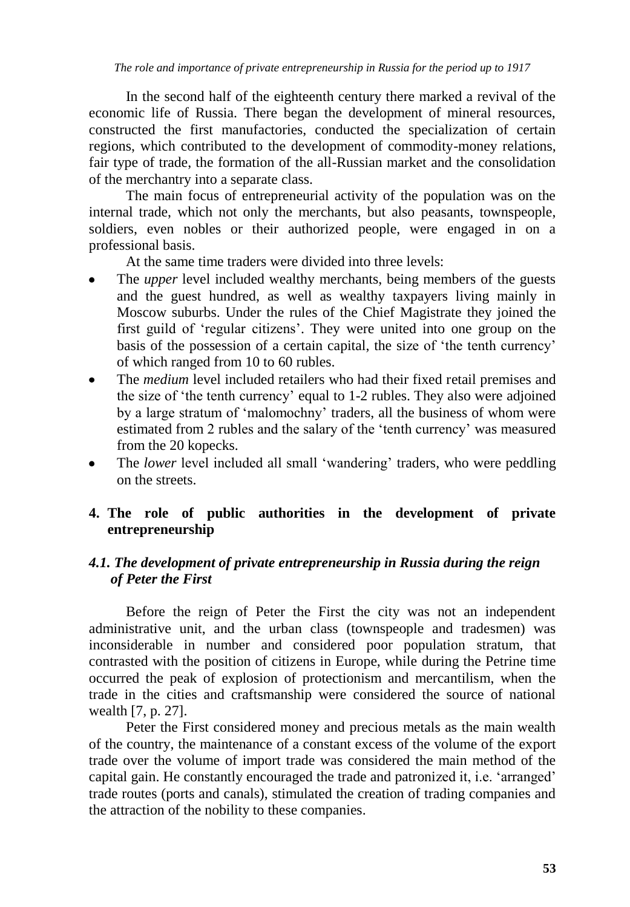In the second half of the eighteenth century there marked a revival of the economic life of Russia. There began the development of mineral resources, constructed the first manufactories, conducted the specialization of certain regions, which contributed to the development of commodity-money relations, fair type of trade, the formation of the all-Russian market and the consolidation of the merchantry into a separate class.

The main focus of entrepreneurial activity of the population was on the internal trade, which not only the merchants, but also peasants, townspeople, soldiers, even nobles or their authorized people, were engaged in on a professional basis.

At the same time traders were divided into three levels:

- The *upper* level included wealthy merchants, being members of the guests and the guest hundred, as well as wealthy taxpayers living mainly in Moscow suburbs. Under the rules of the Chief Magistrate they joined the first guild of 'regular citizens'. They were united into one group on the basis of the possession of a certain capital, the size of 'the tenth currency' of which ranged from 10 to 60 rubles.
- The *medium* level included retailers who had their fixed retail premises and the size of 'the tenth currency' equal to 1-2 rubles. They also were adjoined by a large stratum of 'malomochny' traders, all the business of whom were estimated from 2 rubles and the salary of the 'tenth currency' was measured from the 20 kopecks.
- The *lower* level included all small 'wandering' traders, who were peddling on the streets.

## 4. The role of public authorities in the development of private entrepreneurship

### *4.1. The development of private entrepreneurship in Russia during the reign of Peter the First*

Before the reign of Peter the First the city was not an independent administrative unit, and the urban class (townspeople and tradesmen) was inconsiderable in number and considered poor population stratum, that contrasted with the position of citizens in Europe, while during the Petrine time occurred the peak of explosion of protectionism and mercantilism, when the trade in the cities and craftsmanship were considered the source of national wealth [7, p. 27].

Peter the First considered money and precious metals as the main wealth of the country, the maintenance of a constant excess of the volume of the export trade over the volume of import trade was considered the main method of the capital gain. He constantly encouraged the trade and patronized it, i.e. 'arranged' trade routes (ports and canals), stimulated the creation of trading companies and the attraction of the nobility to these companies.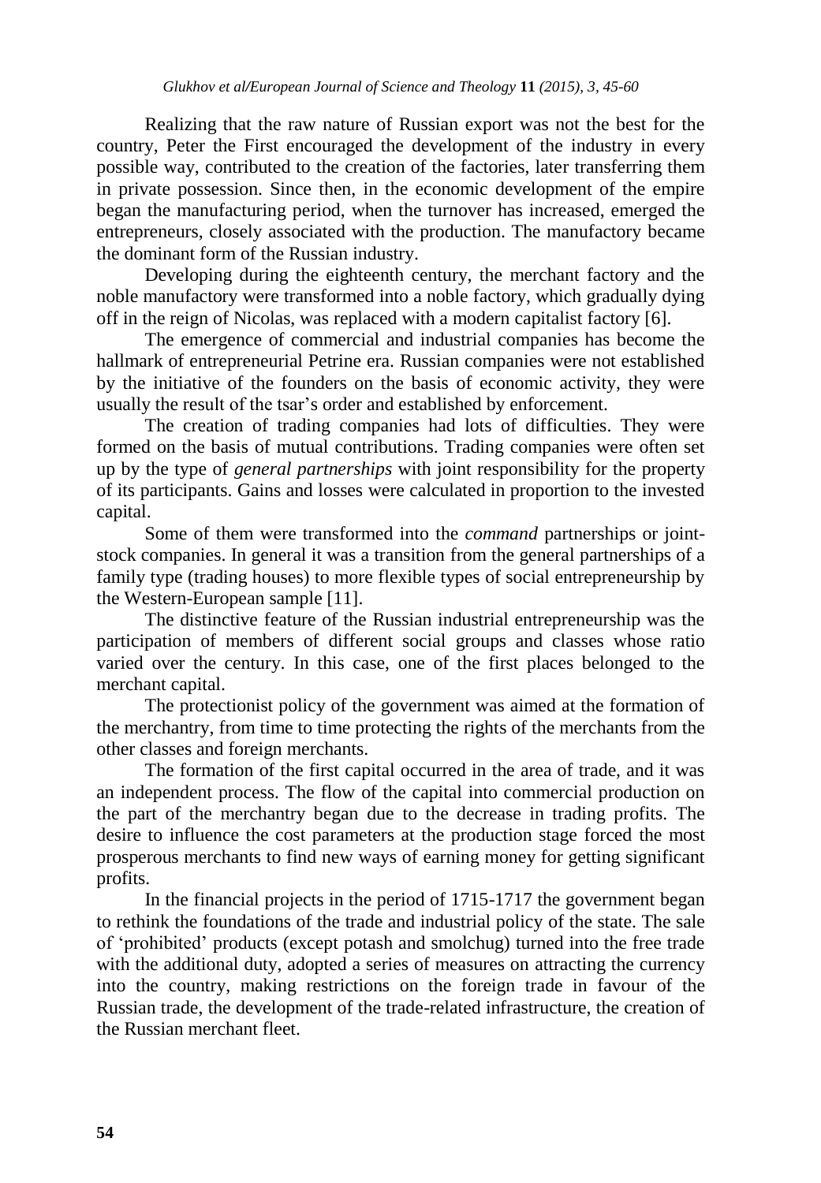Realizing that the raw nature of Russian export was not the best for the country, Peter the First encouraged the development of the industry in every possible way, contributed to the creation of the factories, later transferring them in private possession. Since then, in the economic development of the empire began the manufacturing period, when the turnover has increased, emerged the entrepreneurs, closely associated with the production. The manufactory became the dominant form of the Russian industry.

Developing during the eighteenth century, the merchant factory and the noble manufactory were transformed into a noble factory, which gradually dying off in the reign of Nicolas, was replaced with a modern capitalist factory [6].

The emergence of commercial and industrial companies has become the hallmark of entrepreneurial Petrine era. Russian companies were not established by the initiative of the founders on the basis of economic activity, they were usually the result of the tsar's order and established by enforcement.

The creation of trading companies had lots of difficulties. They were formed on the basis of mutual contributions. Trading companies were often set up by the type of *general partnerships* with joint responsibility for the property of its participants. Gains and losses were calculated in proportion to the invested capital.

Some of them were transformed into the *command* partnerships or joint-stock companies. In general it was a transition from the general partnerships of a family type (trading houses) to more flexible types of social entrepreneurship by the Western-European sample [11].

The distinctive feature of the Russian industrial entrepreneurship was the participation of members of different social groups and classes whose ratio varied over the century. In this case, one of the first places belonged to the merchant capital.

The protectionist policy of the government was aimed at the formation of the merchantry, from time to time protecting the rights of the merchants from the other classes and foreign merchants.

The formation of the first capital occurred in the area of trade, and it was an independent process. The flow of the capital into commercial production on the part of the merchantry began due to the decrease in trading profits. The desire to influence the cost parameters at the production stage forced the most prosperous merchants to find new ways of earning money for getting significant profits.

In the financial projects in the period of 1715-1717 the government began to rethink the foundations of the trade and industrial policy of the state. The sale of 'prohibited' products (except potash and smolchug) turned into the free trade with the additional duty, adopted a series of measures on attracting the currency into the country, making restrictions on the foreign trade in favour of the Russian trade, the development of the trade-related infrastructure, the creation of the Russian merchant fleet.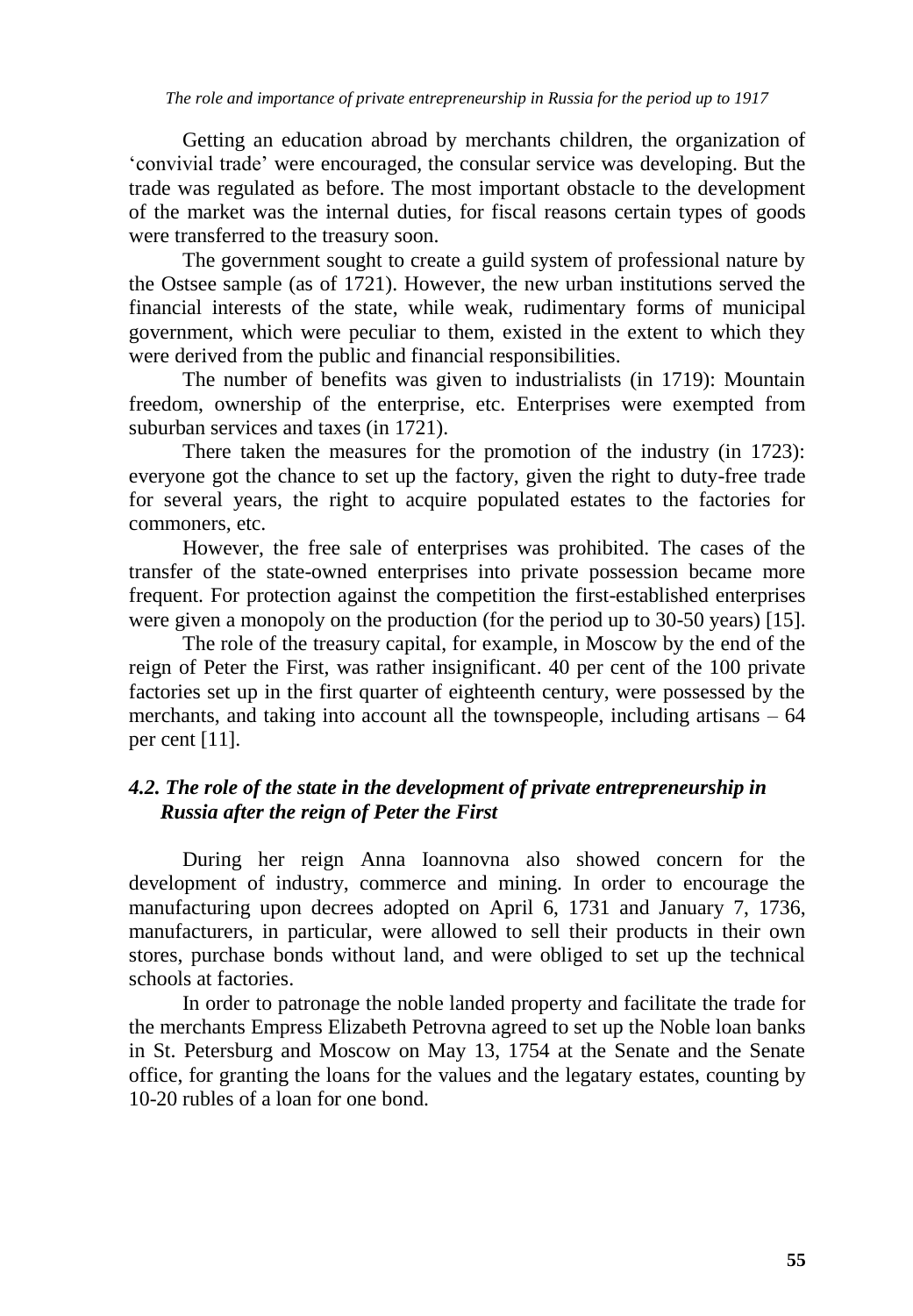Getting an education abroad by merchants children, the organization of 'convivial trade' were encouraged, the consular service was developing. But the trade was regulated as before. The most important obstacle to the development of the market was the internal duties, for fiscal reasons certain types of goods were transferred to the treasury soon.

The government sought to create a guild system of professional nature by the Ostsee sample (as of 1721). However, the new urban institutions served the financial interests of the state, while weak, rudimentary forms of municipal government, which were peculiar to them, existed in the extent to which they were derived from the public and financial responsibilities.

The number of benefits was given to industrialists (in 1719): Mountain freedom, ownership of the enterprise, etc. Enterprises were exempted from suburban services and taxes (in 1721).

There taken the measures for the promotion of the industry (in 1723): everyone got the chance to set up the factory, given the right to duty-free trade for several years, the right to acquire populated estates to the factories for commoners, etc.

However, the free sale of enterprises was prohibited. The cases of the transfer of the state-owned enterprises into private possession became more frequent. For protection against the competition the first-established enterprises were given a monopoly on the production (for the period up to 30-50 years) [15].

The role of the treasury capital, for example, in Moscow by the end of the reign of Peter the First, was rather insignificant. 40 per cent of the 100 private factories set up in the first quarter of eighteenth century, were possessed by the merchants, and taking into account all the townspeople, including artisans – 64 per cent [11].

### *4.2. The role of the state in the development of private entrepreneurship in Russia after the reign of Peter the First*

During her reign Anna Ioannovna also showed concern for the development of industry, commerce and mining. In order to encourage the manufacturing upon decrees adopted on April 6, 1731 and January 7, 1736, manufacturers, in particular, were allowed to sell their products in their own stores, purchase bonds without land, and were obliged to set up the technical schools at factories.

In order to patronage the noble landed property and facilitate the trade for the merchants Empress Elizabeth Petrovna agreed to set up the Noble loan banks in St. Petersburg and Moscow on May 13, 1754 at the Senate and the Senate office, for granting the loans for the values and the legatary estates, counting by 10-20 rubles of a loan for one bond.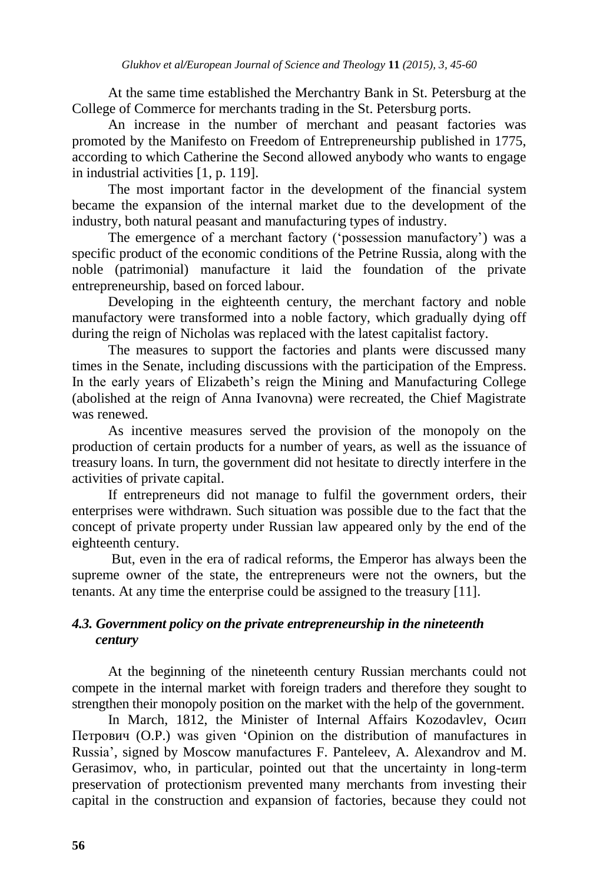At the same time established the Merchantry Bank in St. Petersburg at the College of Commerce for merchants trading in the St. Petersburg ports.

An increase in the number of merchant and peasant factories was promoted by the Manifesto on Freedom of Entrepreneurship published in 1775, according to which Catherine the Second allowed anybody who wants to engage in industrial activities [1, p. 119].

The most important factor in the development of the financial system became the expansion of the internal market due to the development of the industry, both natural peasant and manufacturing types of industry.

The emergence of a merchant factory ('possession manufactory') was a specific product of the economic conditions of the Petrine Russia, along with the noble (patrimonial) manufacture it laid the foundation of the private entrepreneurship, based on forced labour.

Developing in the eighteenth century, the merchant factory and noble manufactory were transformed into a noble factory, which gradually dying off during the reign of Nicholas was replaced with the latest capitalist factory.

The measures to support the factories and plants were discussed many times in the Senate, including discussions with the participation of the Empress. In the early years of Elizabeth's reign the Mining and Manufacturing College (abolished at the reign of Anna Ivanovna) were recreated, the Chief Magistrate was renewed.

As incentive measures served the provision of the monopoly on the production of certain products for a number of years, as well as the issuance of treasury loans. In turn, the government did not hesitate to directly interfere in the activities of private capital.

If entrepreneurs did not manage to fulfil the government orders, their enterprises were withdrawn. Such situation was possible due to the fact that the concept of private property under Russian law appeared only by the end of the eighteenth century.

But, even in the era of radical reforms, the Emperor has always been the supreme owner of the state, the entrepreneurs were not the owners, but the tenants. At any time the enterprise could be assigned to the treasury [11].

### *4.3. Government policy on the private entrepreneurship in the nineteenth century*

At the beginning of the nineteenth century Russian merchants could not compete in the internal market with foreign traders and therefore they sought to strengthen their monopoly position on the market with the help of the government.

In March, 1812, the Minister of Internal Affairs Kozodavlev, Осип Петрович (O.P.) was given 'Opinion on the distribution of manufactures in Russia', signed by Moscow manufactures F. Panteleev, A. Alexandrov and M. Gerasimov, who, in particular, pointed out that the uncertainty in long-term preservation of protectionism prevented many merchants from investing their capital in the construction and expansion of factories, because they could not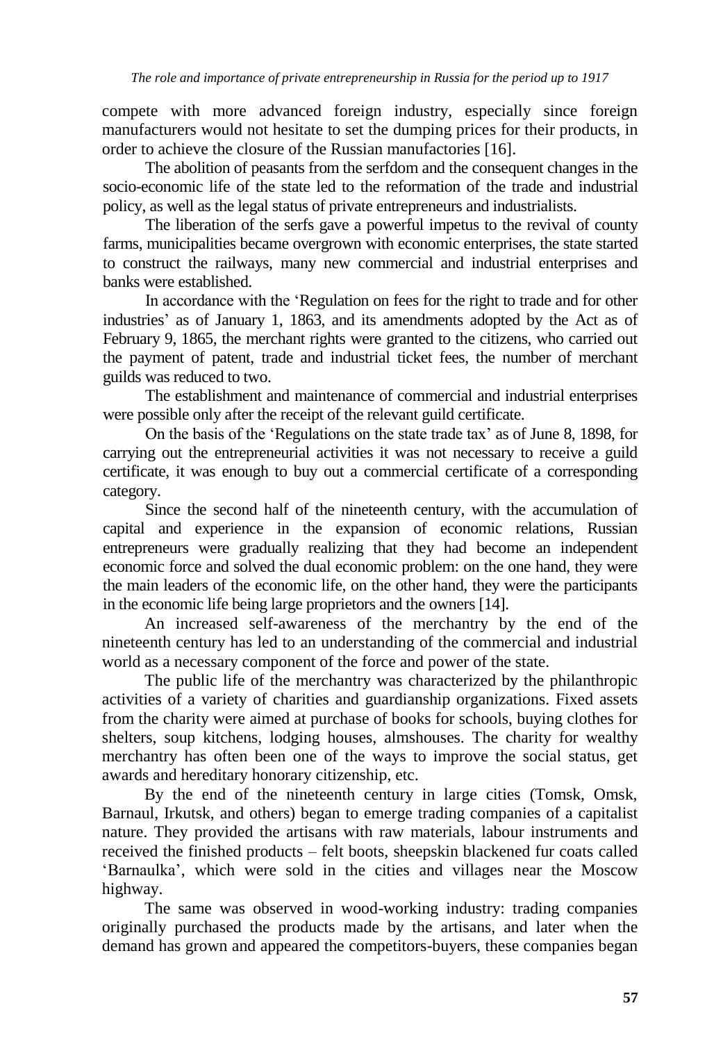compete with more advanced foreign industry, especially since foreign manufacturers would not hesitate to set the dumping prices for their products, in order to achieve the closure of the Russian manufactories [16].

The abolition of peasants from the serfdom and the consequent changes in the socio-economic life of the state led to the reformation of the trade and industrial policy, as well as the legal status of private entrepreneurs and industrialists.

The liberation of the serfs gave a powerful impetus to the revival of county farms, municipalities became overgrown with economic enterprises, the state started to construct the railways, many new commercial and industrial enterprises and banks were established.

In accordance with the 'Regulation on fees for the right to trade and for other industries' as of January 1, 1863, and its amendments adopted by the Act as of February 9, 1865, the merchant rights were granted to the citizens, who carried out the payment of patent, trade and industrial ticket fees, the number of merchant guilds was reduced to two.

The establishment and maintenance of commercial and industrial enterprises were possible only after the receipt of the relevant guild certificate.

On the basis of the 'Regulations on the state trade tax' as of June 8, 1898, for carrying out the entrepreneurial activities it was not necessary to receive a guild certificate, it was enough to buy out a commercial certificate of a corresponding category.

Since the second half of the nineteenth century, with the accumulation of capital and experience in the expansion of economic relations, Russian entrepreneurs were gradually realizing that they had become an independent economic force and solved the dual economic problem: on the one hand, they were the main leaders of the economic life, on the other hand, they were the participants in the economic life being large proprietors and the owners [14].

An increased self-awareness of the merchantry by the end of the nineteenth century has led to an understanding of the commercial and industrial world as a necessary component of the force and power of the state.

The public life of the merchantry was characterized by the philanthropic activities of a variety of charities and guardianship organizations. Fixed assets from the charity were aimed at purchase of books for schools, buying clothes for shelters, soup kitchens, lodging houses, almshouses. The charity for wealthy merchantry has often been one of the ways to improve the social status, get awards and hereditary honorary citizenship, etc.

By the end of the nineteenth century in large cities (Tomsk, Omsk, Barnaul, Irkutsk, and others) began to emerge trading companies of a capitalist nature. They provided the artisans with raw materials, labour instruments and received the finished products – felt boots, sheepskin blackened fur coats called 'Barnaulka', which were sold in the cities and villages near the Moscow highway.

The same was observed in wood-working industry: trading companies originally purchased the products made by the artisans, and later when the demand has grown and appeared the competitors-buyers, these companies began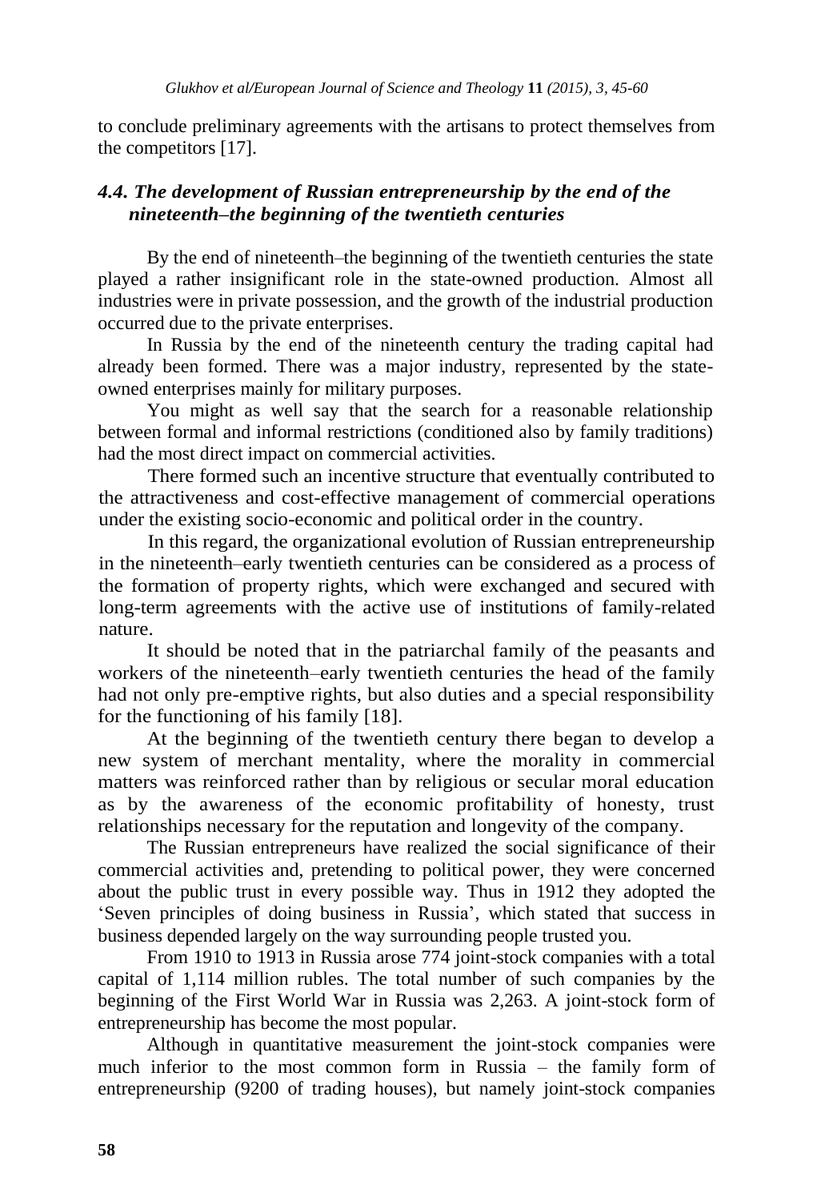to conclude preliminary agreements with the artisans to protect themselves from the competitors [17].

### *4.4. The development of Russian entrepreneurship by the end of the nineteenth–the beginning of the twentieth centuries*

By the end of nineteenth–the beginning of the twentieth centuries the state played a rather insignificant role in the state-owned production. Almost all industries were in private possession, and the growth of the industrial production occurred due to the private enterprises.

In Russia by the end of the nineteenth century the trading capital had already been formed. There was a major industry, represented by the state-owned enterprises mainly for military purposes.

You might as well say that the search for a reasonable relationship between formal and informal restrictions (conditioned also by family traditions) had the most direct impact on commercial activities.

There formed such an incentive structure that eventually contributed to the attractiveness and cost-effective management of commercial operations under the existing socio-economic and political order in the country.

In this regard, the organizational evolution of Russian entrepreneurship in the nineteenth–early twentieth centuries can be considered as a process of the formation of property rights, which were exchanged and secured with long-term agreements with the active use of institutions of family-related nature.

It should be noted that in the patriarchal family of the peasants and workers of the nineteenth–early twentieth centuries the head of the family had not only pre-emptive rights, but also duties and a special responsibility for the functioning of his family [18].

At the beginning of the twentieth century there began to develop a new system of merchant mentality, where the morality in commercial matters was reinforced rather than by religious or secular moral education as by the awareness of the economic profitability of honesty, trust relationships necessary for the reputation and longevity of the company.

The Russian entrepreneurs have realized the social significance of their commercial activities and, pretending to political power, they were concerned about the public trust in every possible way. Thus in 1912 they adopted the 'Seven principles of doing business in Russia', which stated that success in business depended largely on the way surrounding people trusted you.

From 1910 to 1913 in Russia arose 774 joint-stock companies with a total capital of 1,114 million rubles. The total number of such companies by the beginning of the First World War in Russia was 2,263. A joint-stock form of entrepreneurship has become the most popular.

Although in quantitative measurement the joint-stock companies were much inferior to the most common form in Russia – the family form of entrepreneurship (9200 of trading houses), but namely joint-stock companies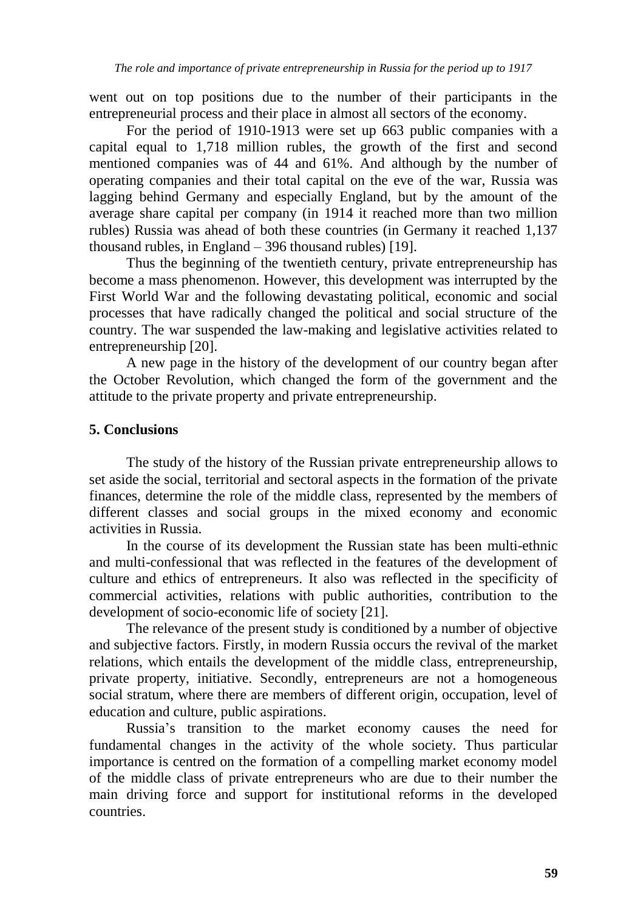went out on top positions due to the number of their participants in the entrepreneurial process and their place in almost all sectors of the economy.

For the period of 1910-1913 were set up 663 public companies with a capital equal to 1,718 million rubles, the growth of the first and second mentioned companies was of 44 and 61%. And although by the number of operating companies and their total capital on the eve of the war, Russia was lagging behind Germany and especially England, but by the amount of the average share capital per company (in 1914 it reached more than two million rubles) Russia was ahead of both these countries (in Germany it reached 1,137 thousand rubles, in England – 396 thousand rubles) [19].

Thus the beginning of the twentieth century, private entrepreneurship has become a mass phenomenon. However, this development was interrupted by the First World War and the following devastating political, economic and social processes that have radically changed the political and social structure of the country. The war suspended the law-making and legislative activities related to entrepreneurship [20].

A new page in the history of the development of our country began after the October Revolution, which changed the form of the government and the attitude to the private property and private entrepreneurship.

## 5. Conclusions

The study of the history of the Russian private entrepreneurship allows to set aside the social, territorial and sectoral aspects in the formation of the private finances, determine the role of the middle class, represented by the members of different classes and social groups in the mixed economy and economic activities in Russia.

In the course of its development the Russian state has been multi-ethnic and multi-confessional that was reflected in the features of the development of culture and ethics of entrepreneurs. It also was reflected in the specificity of commercial activities, relations with public authorities, contribution to the development of socio-economic life of society [21].

The relevance of the present study is conditioned by a number of objective and subjective factors. Firstly, in modern Russia occurs the revival of the market relations, which entails the development of the middle class, entrepreneurship, private property, initiative. Secondly, entrepreneurs are not a homogeneous social stratum, where there are members of different origin, occupation, level of education and culture, public aspirations.

Russia's transition to the market economy causes the need for fundamental changes in the activity of the whole society. Thus particular importance is centred on the formation of a compelling market economy model of the middle class of private entrepreneurs who are due to their number the main driving force and support for institutional reforms in the developed countries.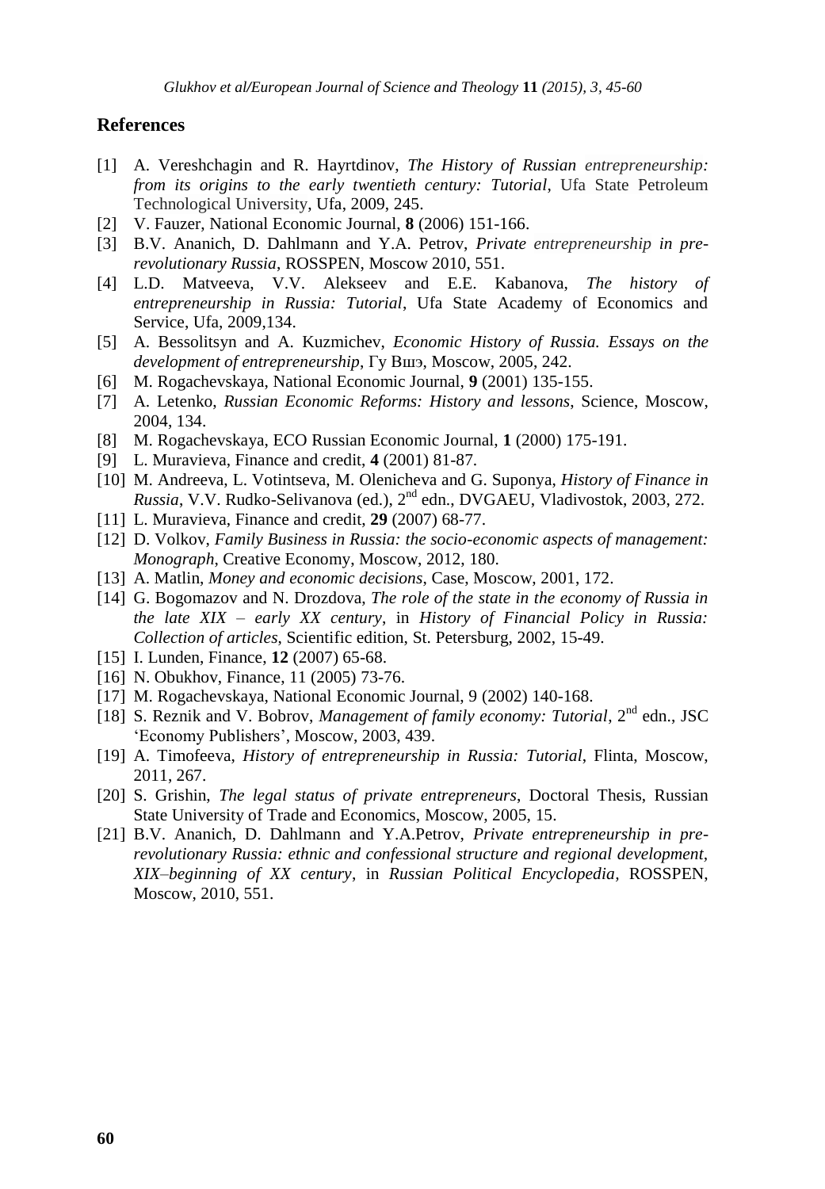## References

[1] A. Vereshchagin and R. Hayrtdinov, *The History of Russian entrepreneurship: from its origins to the early twentieth century: Tutorial*, Ufa State Petroleum Technological University, Ufa, 2009, 245.

[2] V. Fauzer, National Economic Journal, **8** (2006) 151-166.

[3] B.V. Ananich, D. Dahlmann and Y.A. Petrov, *Private entrepreneurship in pre-revolutionary Russia*, ROSSPEN, Moscow 2010, 551.

[4] L.D. Matveeva, V.V. Alekseev and E.E. Kabanova, *The history of entrepreneurship in Russia: Tutorial*, Ufa State Academy of Economics and Service, Ufa, 2009,134.

[5] A. Bessolitsyn and A. Kuzmichev, *Economic History of Russia. Essays on the development of entrepreneurship*, Гу Вшэ, Moscow, 2005, 242.

[6] M. Rogachevskaya, National Economic Journal, **9** (2001) 135-155.

[7] A. Letenko, *Russian Economic Reforms: History and lessons*, Science, Moscow, 2004, 134.

[8] M. Rogachevskaya, ECO Russian Economic Journal, **1** (2000) 175-191.

[9] L. Muravieva, Finance and credit, **4** (2001) 81-87.

[10] M. Andreeva, L. Votintseva, M. Olenicheva and G. Suponya, *History of Finance in Russia*, V.V. Rudko-Selivanova (ed.), 2nd edn., DVGAEU, Vladivostok, 2003, 272.

[11] L. Muravieva, Finance and credit, **29** (2007) 68-77.

[12] D. Volkov, *Family Business in Russia: the socio-economic aspects of management: Monograph*, Creative Economy, Moscow, 2012, 180.

[13] A. Matlin, *Money and economic decisions*, Case, Moscow, 2001, 172.

[14] G. Bogomazov and N. Drozdova, *The role of the state in the economy of Russia in the late XIX – early XX century*, in *History of Financial Policy in Russia: Collection of articles*, Scientific edition, St. Petersburg, 2002, 15-49.

[15] I. Lunden, Finance, **12** (2007) 65-68.

[16] N. Obukhov, Finance, 11 (2005) 73-76.

[17] M. Rogachevskaya, National Economic Journal, 9 (2002) 140-168.

[18] S. Reznik and V. Bobrov, *Management of family economy: Tutorial*, 2nd edn., JSC 'Economy Publishers', Moscow, 2003, 439.

[19] A. Timofeeva, *History of entrepreneurship in Russia: Tutorial*, Flinta, Moscow, 2011, 267.

[20] S. Grishin, *The legal status of private entrepreneurs*, Doctoral Thesis, Russian State University of Trade and Economics, Moscow, 2005, 15.

[21] B.V. Ananich, D. Dahlmann and Y.A.Petrov, *Private entrepreneurship in pre-revolutionary Russia: ethnic and confessional structure and regional development, XIX–beginning of XX century*, in *Russian Political Encyclopedia*, ROSSPEN, Moscow, 2010, 551.